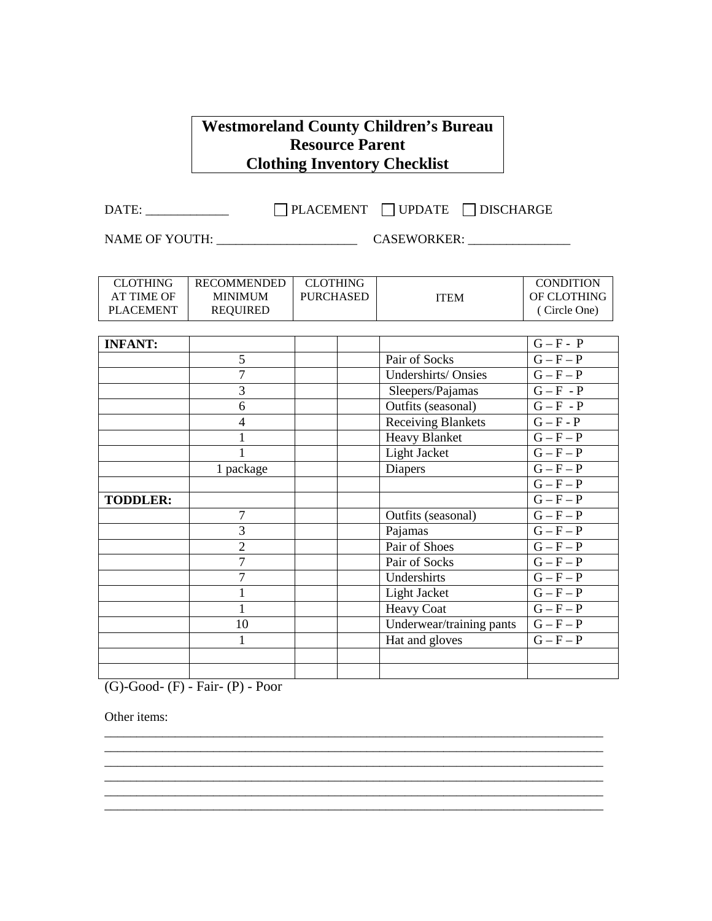# Westmoreland County Children's Bureau
# Resource Parent
# Clothing Inventory Checklist

DATE: _____________ ☐ PLACEMENT ☐ UPDATE ☐ DISCHARGE

NAME OF YOUTH: ______________________ CASEWORKER: ________________

| CLOTHING AT TIME OF PLACEMENT | RECOMMENDED MINIMUM REQUIRED | CLOTHING PURCHASED | | ITEM | CONDITION OF CLOTHING ( Circle One) |
|---|---|---|---|---|---|
| **INFANT:** | | | | | G – F - P |
| | 5 | | | Pair of Socks | G – F – P |
| | 7 | | | Undershirts/ Onsies | G – F – P |
| | 3 | | | Sleepers/Pajamas | G – F - P |
| | 6 | | | Outfits (seasonal) | G – F - P |
| | 4 | | | Receiving Blankets | G – F - P |
| | 1 | | | Heavy Blanket | G – F – P |
| | 1 | | | Light Jacket | G – F – P |
| | 1 package | | | Diapers | G – F – P |
| | | | | | G – F – P |
| **TODDLER:** | | | | | G – F – P |
| | 7 | | | Outfits (seasonal) | G – F – P |
| | 3 | | | Pajamas | G – F – P |
| | 2 | | | Pair of Shoes | G – F – P |
| | 7 | | | Pair of Socks | G – F – P |
| | 7 | | | Undershirts | G – F – P |
| | 1 | | | Light Jacket | G – F – P |
| | 1 | | | Heavy Coat | G – F – P |
| | 10 | | | Underwear/training pants | G – F – P |
| | 1 | | | Hat and gloves | G – F – P |
| | | | | | |
| | | | | | |

(G)-Good- (F) - Fair- (P) - Poor

Other items:

______________________________________________________________________________
______________________________________________________________________________
______________________________________________________________________________
______________________________________________________________________________
______________________________________________________________________________
______________________________________________________________________________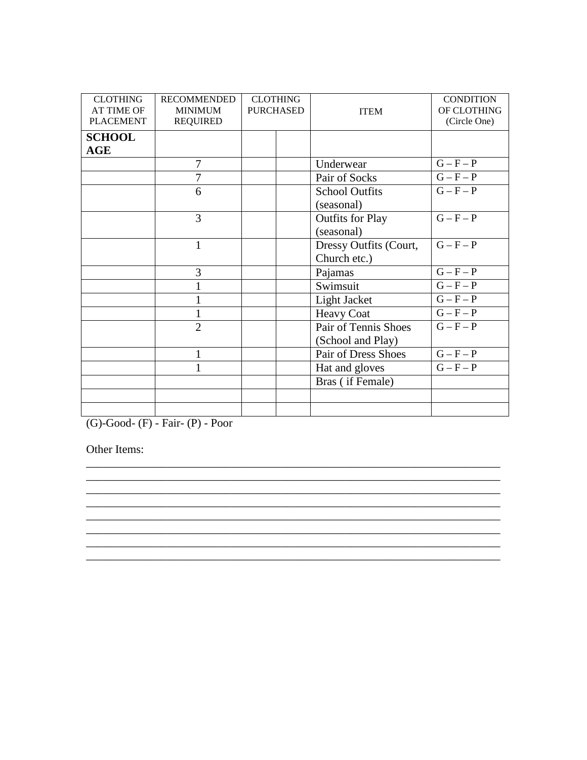| CLOTHING AT TIME OF PLACEMENT | RECOMMENDED MINIMUM REQUIRED | CLOTHING PURCHASED | | ITEM | CONDITION OF CLOTHING (Circle One) |
|---|---|---|---|---|---|
| **SCHOOL AGE** | | | | | |
| | 7 | | | Underwear | G – F – P |
| | 7 | | | Pair of Socks | G – F – P |
| | 6 | | | School Outfits (seasonal) | G – F – P |
| | 3 | | | Outfits for Play (seasonal) | G – F – P |
| | 1 | | | Dressy Outfits (Court, Church etc.) | G – F – P |
| | 3 | | | Pajamas | G – F – P |
| | 1 | | | Swimsuit | G – F – P |
| | 1 | | | Light Jacket | G – F – P |
| | 1 | | | Heavy Coat | G – F – P |
| | 2 | | | Pair of Tennis Shoes (School and Play) | G – F – P |
| | 1 | | | Pair of Dress Shoes | G – F – P |
| | 1 | | | Hat and gloves | G – F – P |
| | | | | Bras ( if Female) | |
| | | | | | |
| | | | | | |

(G)-Good- (F) - Fair- (P) - Poor

Other Items:

________________________________________________________________________

________________________________________________________________________

________________________________________________________________________

________________________________________________________________________

________________________________________________________________________

________________________________________________________________________

________________________________________________________________________

________________________________________________________________________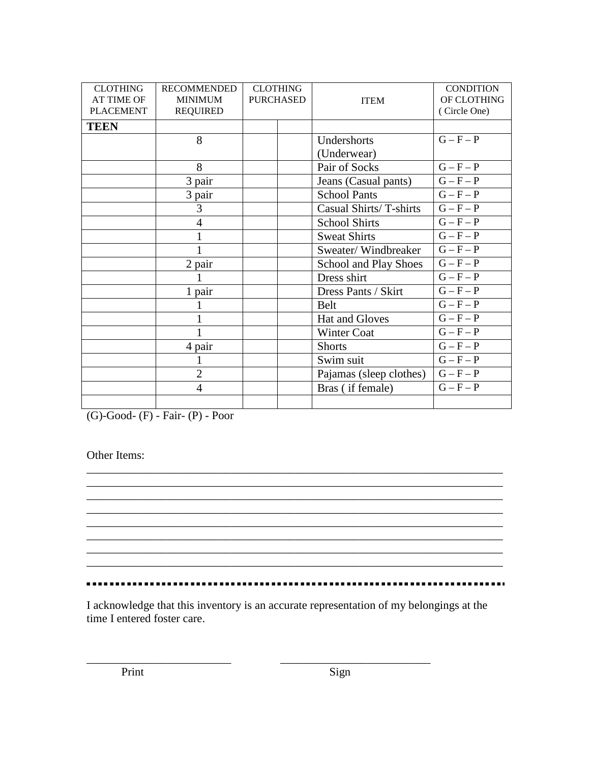| CLOTHING AT TIME OF PLACEMENT | RECOMMENDED MINIMUM REQUIRED | CLOTHING PURCHASED | | ITEM | CONDITION OF CLOTHING ( Circle One) |
|---|---|---|---|---|---|
| **TEEN** | | | | | |
| | 8 | | | Undershorts (Underwear) | G – F – P |
| | 8 | | | Pair of Socks | G – F – P |
| | 3 pair | | | Jeans (Casual pants) | G – F – P |
| | 3 pair | | | School Pants | G – F – P |
| | 3 | | | Casual Shirts/ T-shirts | G – F – P |
| | 4 | | | School Shirts | G – F – P |
| | 1 | | | Sweat Shirts | G – F – P |
| | 1 | | | Sweater/ Windbreaker | G – F – P |
| | 2 pair | | | School and Play Shoes | G – F – P |
| | 1 | | | Dress shirt | G – F – P |
| | 1 pair | | | Dress Pants / Skirt | G – F – P |
| | 1 | | | Belt | G – F – P |
| | 1 | | | Hat and Gloves | G – F – P |
| | 1 | | | Winter Coat | G – F – P |
| | 4 pair | | | Shorts | G – F – P |
| | 1 | | | Swim suit | G – F – P |
| | 2 | | | Pajamas (sleep clothes) | G – F – P |
| | 4 | | | Bras ( if female) | G – F – P |
| | | | | | |

(G)-Good- (F) - Fair- (P) - Poor

Other Items:

________________________________________________________________________
________________________________________________________________________
________________________________________________________________________
________________________________________________________________________
________________________________________________________________________
________________________________________________________________________
________________________________________________________________________
________________________________________________________________________

I acknowledge that this inventory is an accurate representation of my belongings at the time I entered foster care.

_________________________ _________________________

Print Sign